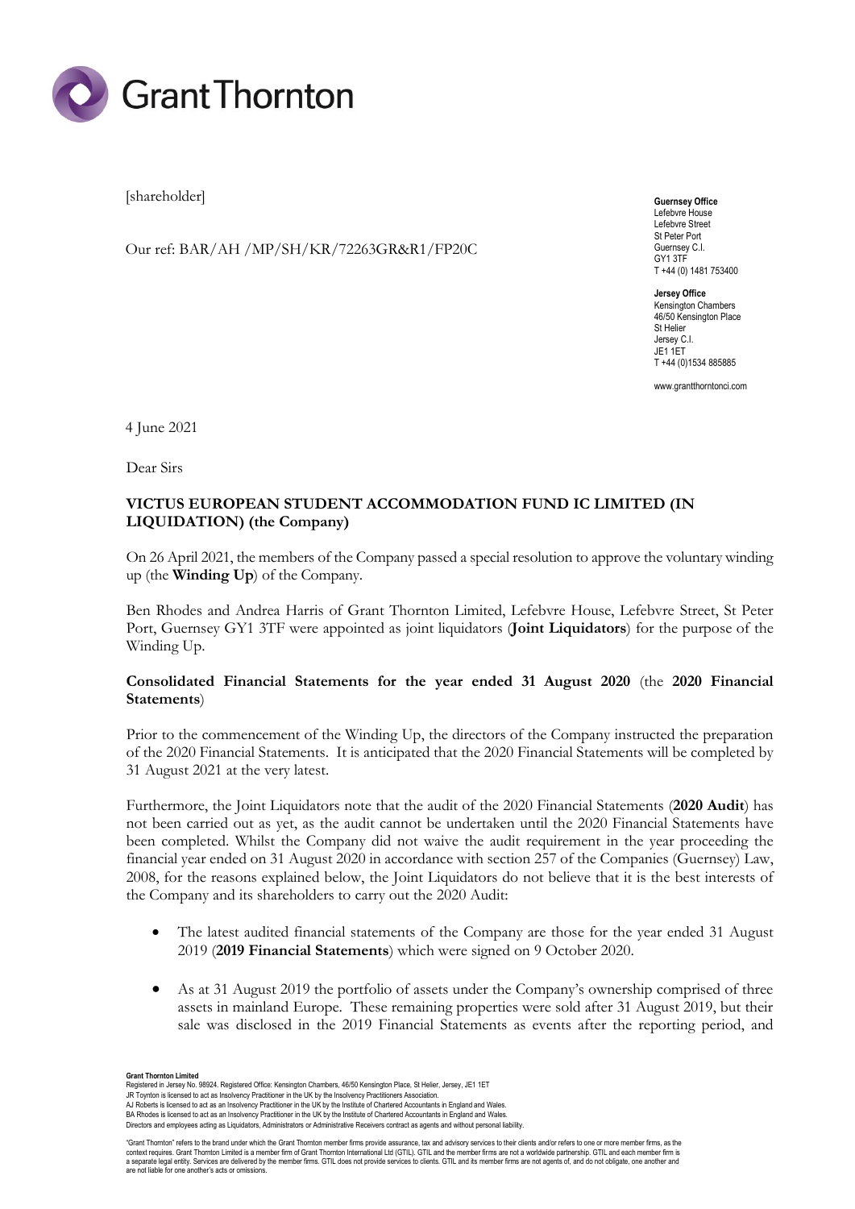[shareholder]

Our ref: BAR/AH /MP/SH/KR/72263GR&R1/FP20C

**Guernsey Office**
Lefebvre House
Lefebvre Street
St Peter Port
Guernsey C.I.
GY1 3TF
T +44 (0) 1481 753400

**Jersey Office**
Kensington Chambers
46/50 Kensington Place
St Helier
Jersey C.I.
JE1 1ET
T +44 (0)1534 885885

www.grantthorntonci.com

4 June 2021

Dear Sirs

**VICTUS EUROPEAN STUDENT ACCOMMODATION FUND IC LIMITED (IN LIQUIDATION) (the Company)**

On 26 April 2021, the members of the Company passed a special resolution to approve the voluntary winding up (the **Winding Up**) of the Company.

Ben Rhodes and Andrea Harris of Grant Thornton Limited, Lefebvre House, Lefebvre Street, St Peter Port, Guernsey GY1 3TF were appointed as joint liquidators (**Joint Liquidators**) for the purpose of the Winding Up.

**Consolidated Financial Statements for the year ended 31 August 2020** (the **2020 Financial Statements**)

Prior to the commencement of the Winding Up, the directors of the Company instructed the preparation of the 2020 Financial Statements. It is anticipated that the 2020 Financial Statements will be completed by 31 August 2021 at the very latest.

Furthermore, the Joint Liquidators note that the audit of the 2020 Financial Statements (**2020 Audit**) has not been carried out as yet, as the audit cannot be undertaken until the 2020 Financial Statements have been completed. Whilst the Company did not waive the audit requirement in the year proceeding the financial year ended on 31 August 2020 in accordance with section 257 of the Companies (Guernsey) Law, 2008, for the reasons explained below, the Joint Liquidators do not believe that it is the best interests of the Company and its shareholders to carry out the 2020 Audit:

- The latest audited financial statements of the Company are those for the year ended 31 August 2019 (**2019 Financial Statements**) which were signed on 9 October 2020.
- As at 31 August 2019 the portfolio of assets under the Company's ownership comprised of three assets in mainland Europe. These remaining properties were sold after 31 August 2019, but their sale was disclosed in the 2019 Financial Statements as events after the reporting period, and

**Grant Thornton Limited**
Registered in Jersey No. 98924. Registered Office: Kensington Chambers, 46/50 Kensington Place, St Helier, Jersey, JE1 1ET
JR Toynton is licensed to act as Insolvency Practitioner in the UK by the Insolvency Practitioners Association.
AJ Roberts is licensed to act as an Insolvency Practitioner in the UK by the Institute of Chartered Accountants in England and Wales.
BA Rhodes is licensed to act as an Insolvency Practitioner in the UK by the Institute of Chartered Accountants in England and Wales.
Directors and employees acting as Liquidators, Administrators or Administrative Receivers contract as agents and without personal liability.

"Grant Thornton" refers to the brand under which the Grant Thornton member firms provide assurance, tax and advisory services to their clients and/or refers to one or more member firms, as the context requires. Grant Thornton Limited is a member firm of Grant Thornton International Ltd (GTIL). GTIL and the member firms are not a worldwide partnership. GTIL and each member firm is a separate legal entity. Services are delivered by the member firms. GTIL does not provide services to clients. GTIL and its member firms are not agents of, and do not obligate, one another and are not liable for one another's acts or omissions.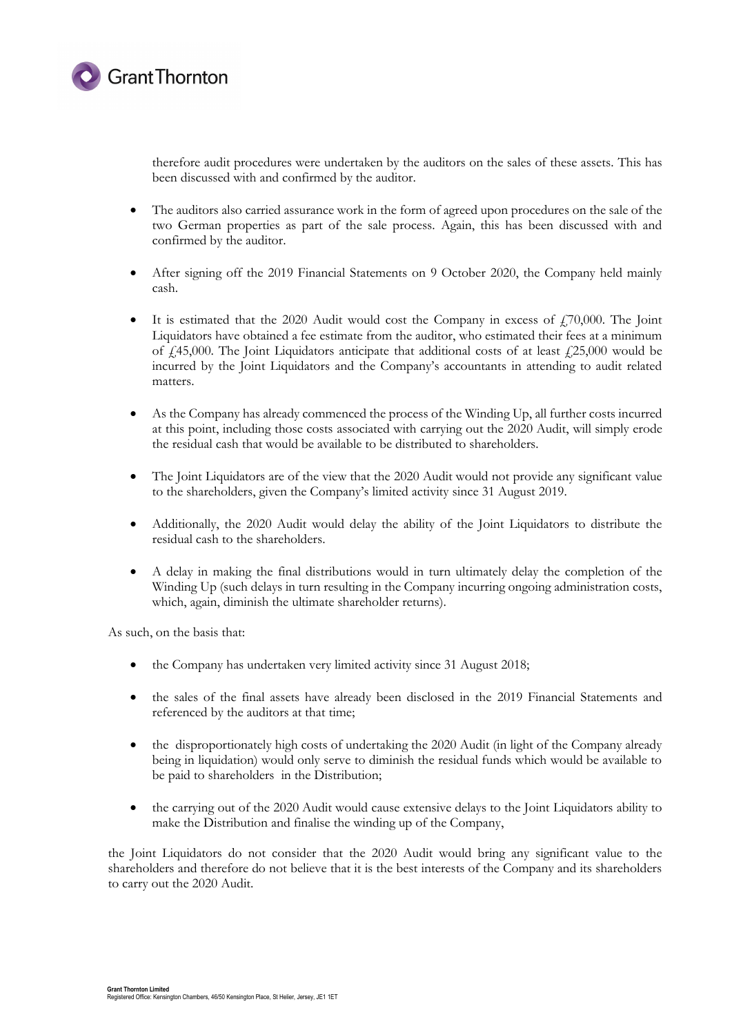therefore audit procedures were undertaken by the auditors on the sales of these assets. This has been discussed with and confirmed by the auditor.

- The auditors also carried assurance work in the form of agreed upon procedures on the sale of the two German properties as part of the sale process. Again, this has been discussed with and confirmed by the auditor.

- After signing off the 2019 Financial Statements on 9 October 2020, the Company held mainly cash.

- It is estimated that the 2020 Audit would cost the Company in excess of £70,000. The Joint Liquidators have obtained a fee estimate from the auditor, who estimated their fees at a minimum of £45,000. The Joint Liquidators anticipate that additional costs of at least £25,000 would be incurred by the Joint Liquidators and the Company's accountants in attending to audit related matters.

- As the Company has already commenced the process of the Winding Up, all further costs incurred at this point, including those costs associated with carrying out the 2020 Audit, will simply erode the residual cash that would be available to be distributed to shareholders.

- The Joint Liquidators are of the view that the 2020 Audit would not provide any significant value to the shareholders, given the Company's limited activity since 31 August 2019.

- Additionally, the 2020 Audit would delay the ability of the Joint Liquidators to distribute the residual cash to the shareholders.

- A delay in making the final distributions would in turn ultimately delay the completion of the Winding Up (such delays in turn resulting in the Company incurring ongoing administration costs, which, again, diminish the ultimate shareholder returns).

As such, on the basis that:

- the Company has undertaken very limited activity since 31 August 2018;

- the sales of the final assets have already been disclosed in the 2019 Financial Statements and referenced by the auditors at that time;

- the disproportionately high costs of undertaking the 2020 Audit (in light of the Company already being in liquidation) would only serve to diminish the residual funds which would be available to be paid to shareholders in the Distribution;

- the carrying out of the 2020 Audit would cause extensive delays to the Joint Liquidators ability to make the Distribution and finalise the winding up of the Company,

the Joint Liquidators do not consider that the 2020 Audit would bring any significant value to the shareholders and therefore do not believe that it is the best interests of the Company and its shareholders to carry out the 2020 Audit.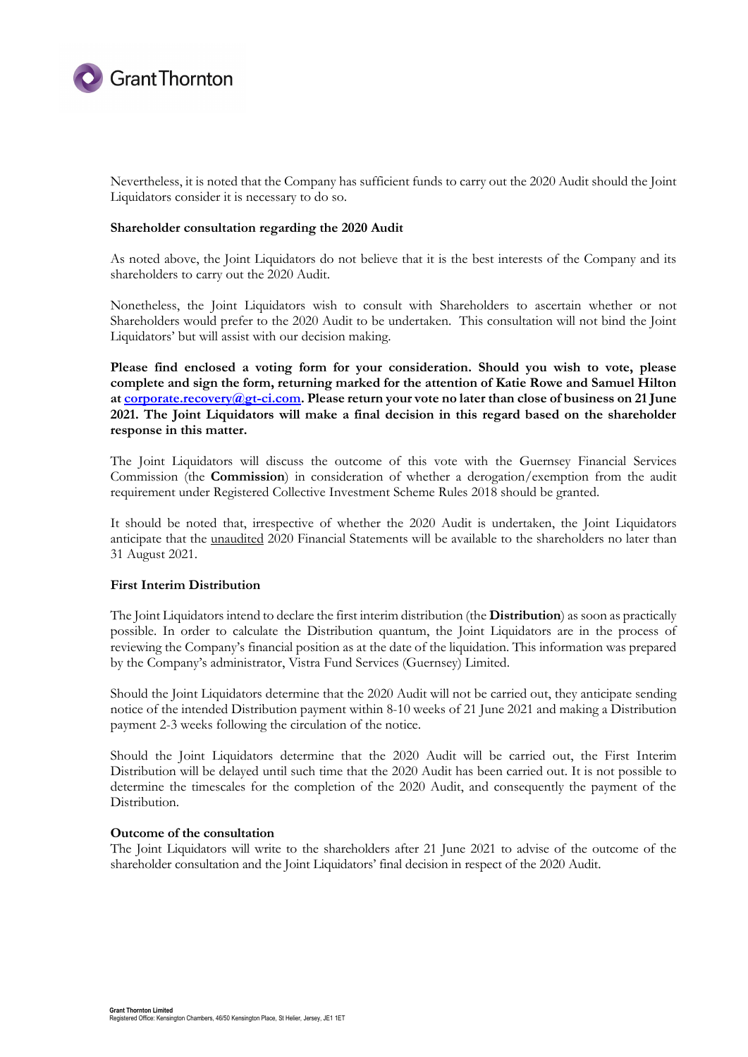Nevertheless, it is noted that the Company has sufficient funds to carry out the 2020 Audit should the Joint Liquidators consider it is necessary to do so.

**Shareholder consultation regarding the 2020 Audit**

As noted above, the Joint Liquidators do not believe that it is the best interests of the Company and its shareholders to carry out the 2020 Audit.

Nonetheless, the Joint Liquidators wish to consult with Shareholders to ascertain whether or not Shareholders would prefer to the 2020 Audit to be undertaken. This consultation will not bind the Joint Liquidators' but will assist with our decision making.

**Please find enclosed a voting form for your consideration. Should you wish to vote, please complete and sign the form, returning marked for the attention of Katie Rowe and Samuel Hilton at [corporate.recovery@gt-ci.com](mailto:corporate.recovery@gt-ci.com). Please return your vote no later than close of business on 21 June 2021. The Joint Liquidators will make a final decision in this regard based on the shareholder response in this matter.**

The Joint Liquidators will discuss the outcome of this vote with the Guernsey Financial Services Commission (the **Commission**) in consideration of whether a derogation/exemption from the audit requirement under Registered Collective Investment Scheme Rules 2018 should be granted.

It should be noted that, irrespective of whether the 2020 Audit is undertaken, the Joint Liquidators anticipate that the <u>unaudited</u> 2020 Financial Statements will be available to the shareholders no later than 31 August 2021.

**First Interim Distribution**

The Joint Liquidators intend to declare the first interim distribution (the **Distribution**) as soon as practically possible. In order to calculate the Distribution quantum, the Joint Liquidators are in the process of reviewing the Company's financial position as at the date of the liquidation. This information was prepared by the Company's administrator, Vistra Fund Services (Guernsey) Limited.

Should the Joint Liquidators determine that the 2020 Audit will not be carried out, they anticipate sending notice of the intended Distribution payment within 8-10 weeks of 21 June 2021 and making a Distribution payment 2-3 weeks following the circulation of the notice.

Should the Joint Liquidators determine that the 2020 Audit will be carried out, the First Interim Distribution will be delayed until such time that the 2020 Audit has been carried out. It is not possible to determine the timescales for the completion of the 2020 Audit, and consequently the payment of the Distribution.

**Outcome of the consultation**

The Joint Liquidators will write to the shareholders after 21 June 2021 to advise of the outcome of the shareholder consultation and the Joint Liquidators' final decision in respect of the 2020 Audit.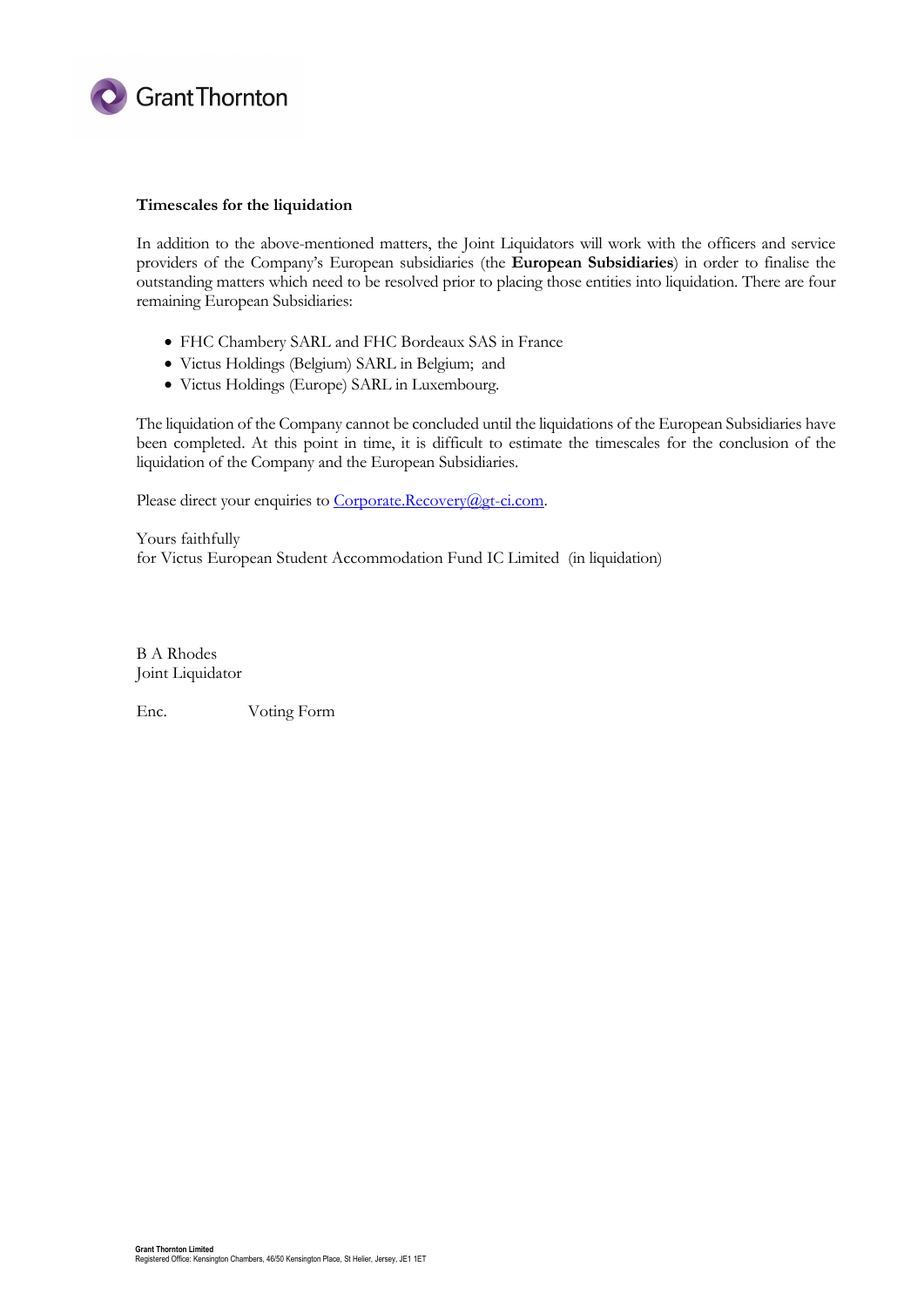**Timescales for the liquidation**

In addition to the above-mentioned matters, the Joint Liquidators will work with the officers and service providers of the Company's European subsidiaries (the **European Subsidiaries**) in order to finalise the outstanding matters which need to be resolved prior to placing those entities into liquidation. There are four remaining European Subsidiaries:

- FHC Chambery SARL and FHC Bordeaux SAS in France
- Victus Holdings (Belgium) SARL in Belgium; and
- Victus Holdings (Europe) SARL in Luxembourg.

The liquidation of the Company cannot be concluded until the liquidations of the European Subsidiaries have been completed. At this point in time, it is difficult to estimate the timescales for the conclusion of the liquidation of the Company and the European Subsidiaries.

Please direct your enquiries to Corporate.Recovery@gt-ci.com.

Yours faithfully
for Victus European Student Accommodation Fund IC Limited (in liquidation)

B A Rhodes
Joint Liquidator

Enc. Voting Form

**Grant Thornton Limited**
Registered Office: Kensington Chambers, 46/50 Kensington Place, St Helier, Jersey, JE1 1ET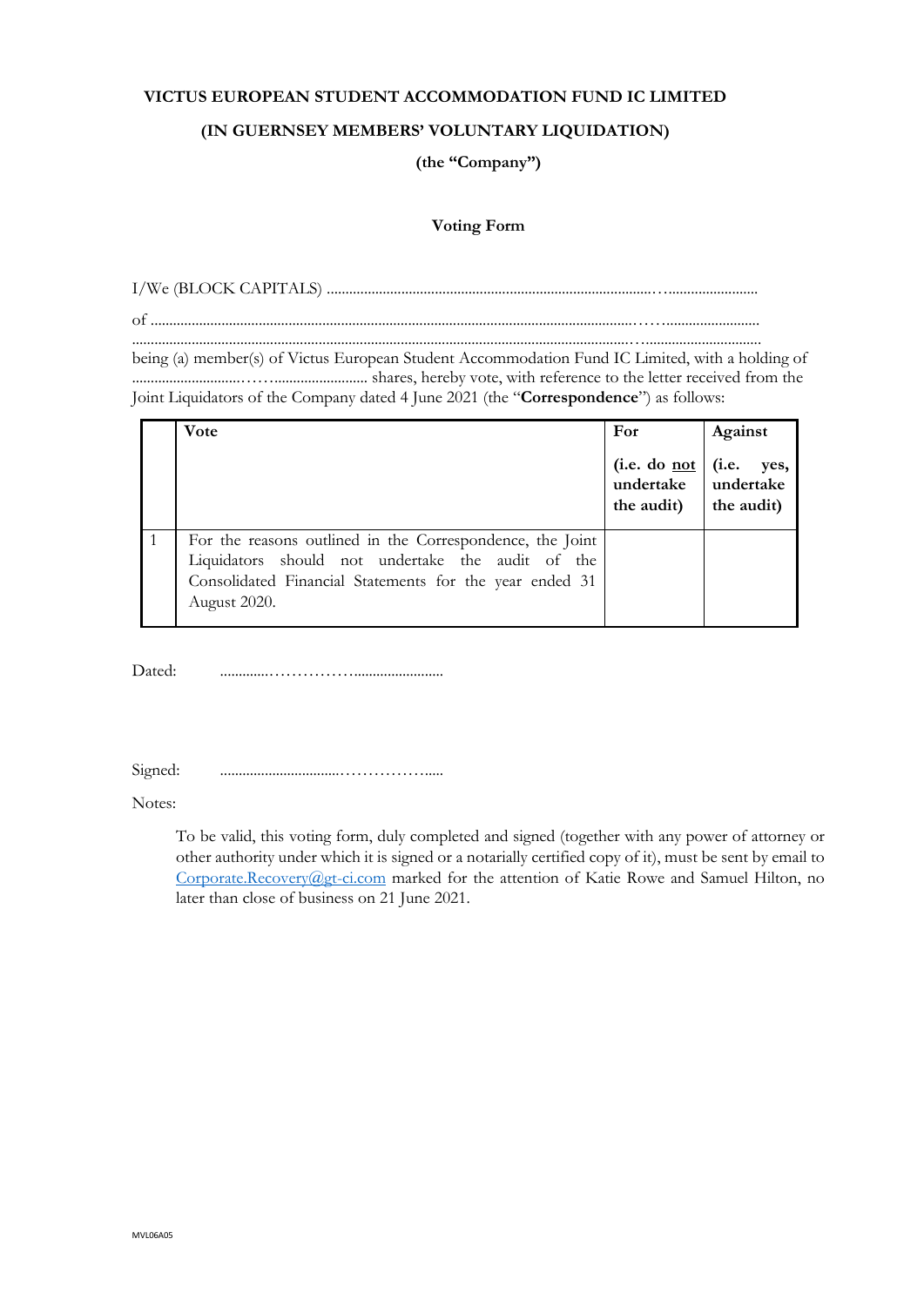**VICTUS EUROPEAN STUDENT ACCOMMODATION FUND IC LIMITED**

**(IN GUERNSEY MEMBERS' VOLUNTARY LIQUIDATION)**

**(the "Company")**

**Voting Form**

I/We (BLOCK CAPITALS) ..................................................................................................................

of ..................................................................................................................................................

..................................................................................................................................................

being (a) member(s) of Victus European Student Accommodation Fund IC Limited, with a holding of .................................................. shares, hereby vote, with reference to the letter received from the Joint Liquidators of the Company dated 4 June 2021 (the "**Correspondence**") as follows:

| | Vote | For<br>**(i.e. do not undertake the audit)** | Against<br>**(i.e. yes, undertake the audit)** |
|---|---|---|---|
| 1 | For the reasons outlined in the Correspondence, the Joint Liquidators should not undertake the audit of the Consolidated Financial Statements for the year ended 31 August 2020. | | |

Dated: ..................................................

Signed: ..................................................

Notes:

To be valid, this voting form, duly completed and signed (together with any power of attorney or other authority under which it is signed or a notarially certified copy of it), must be sent by email to Corporate.Recovery@gt-ci.com marked for the attention of Katie Rowe and Samuel Hilton, no later than close of business on 21 June 2021.

MVL06A05